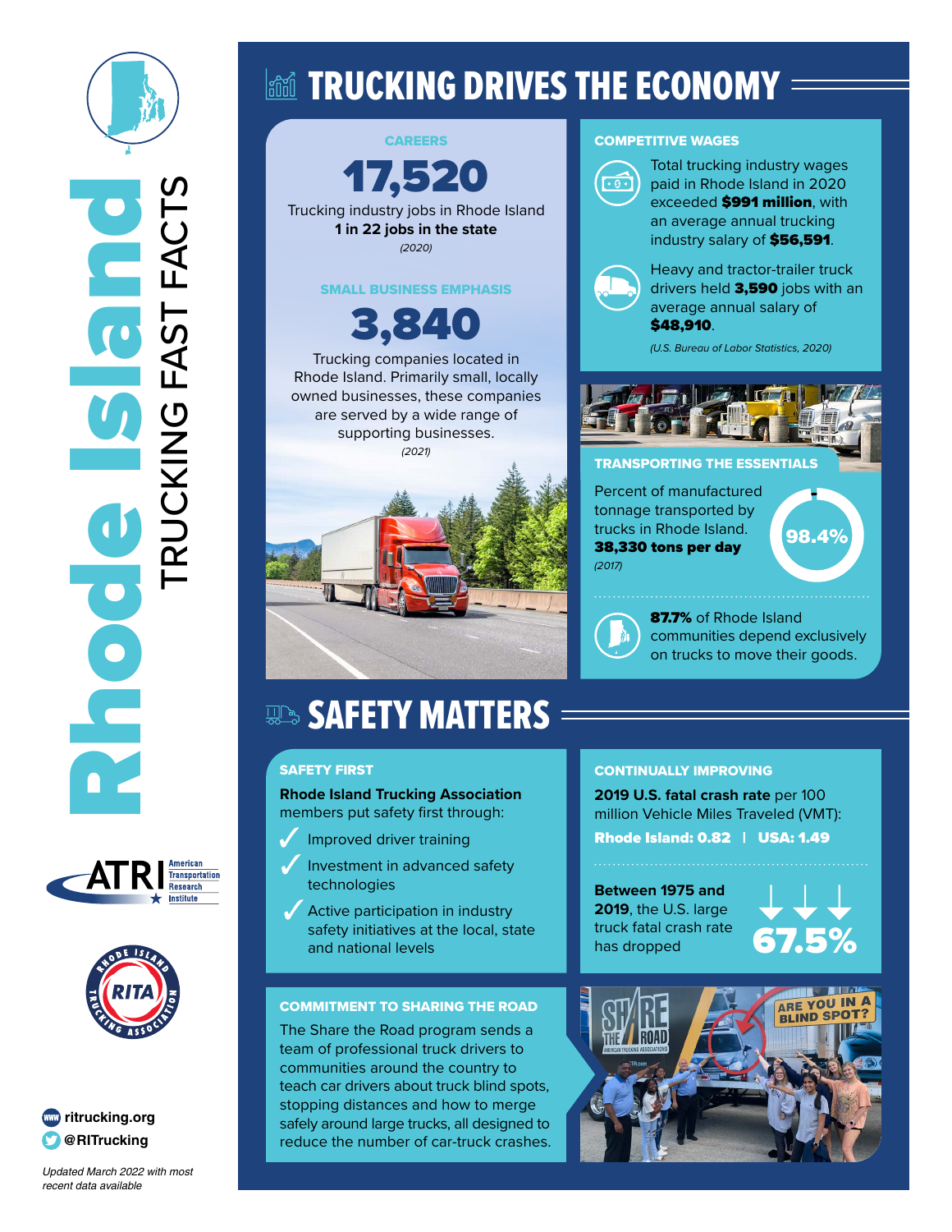# Rhode Island TRUCKING FAST FACTS

## TRUCKING DRIVES THE ECONOMY

### CAREERS

**17,520**

Trucking industry jobs in Rhode Island
**1 in 22 jobs in the state**
*(2020)*

### SMALL BUSINESS EMPHASIS

**3,840**

Trucking companies located in Rhode Island. Primarily small, locally owned businesses, these companies are served by a wide range of supporting businesses.
*(2021)*

### COMPETITIVE WAGES

Total trucking industry wages paid in Rhode Island in 2020 exceeded **$991 million**, with an average annual trucking industry salary of **$56,591**.

Heavy and tractor-trailer truck drivers held **3,590** jobs with an average annual salary of **$48,910**.

*(U.S. Bureau of Labor Statistics, 2020)*

### TRANSPORTING THE ESSENTIALS

Percent of manufactured tonnage transported by trucks in Rhode Island. **98.4%**
**38,330 tons per day**
*(2017)*

**87.7%** of Rhode Island communities depend exclusively on trucks to move their goods.

## SAFETY MATTERS

### SAFETY FIRST

**Rhode Island Trucking Association** members put safety first through:

- Improved driver training
- Investment in advanced safety technologies
- Active participation in industry safety initiatives at the local, state and national levels

### CONTINUALLY IMPROVING

**2019 U.S. fatal crash rate** per 100 million Vehicle Miles Traveled (VMT):

**Rhode Island: 0.82 | USA: 1.49**

**Between 1975 and 2019**, the U.S. large truck fatal crash rate has dropped **67.5%**

### COMMITMENT TO SHARING THE ROAD

The Share the Road program sends a team of professional truck drivers to communities around the country to teach car drivers about truck blind spots, stopping distances and how to merge safely around large trucks, all designed to reduce the number of car-truck crashes.

ATRI American Transportation Research Institute

RITA Rhode Island Trucking Association

ritrucking.org
@RITrucking

*Updated March 2022 with most recent data available*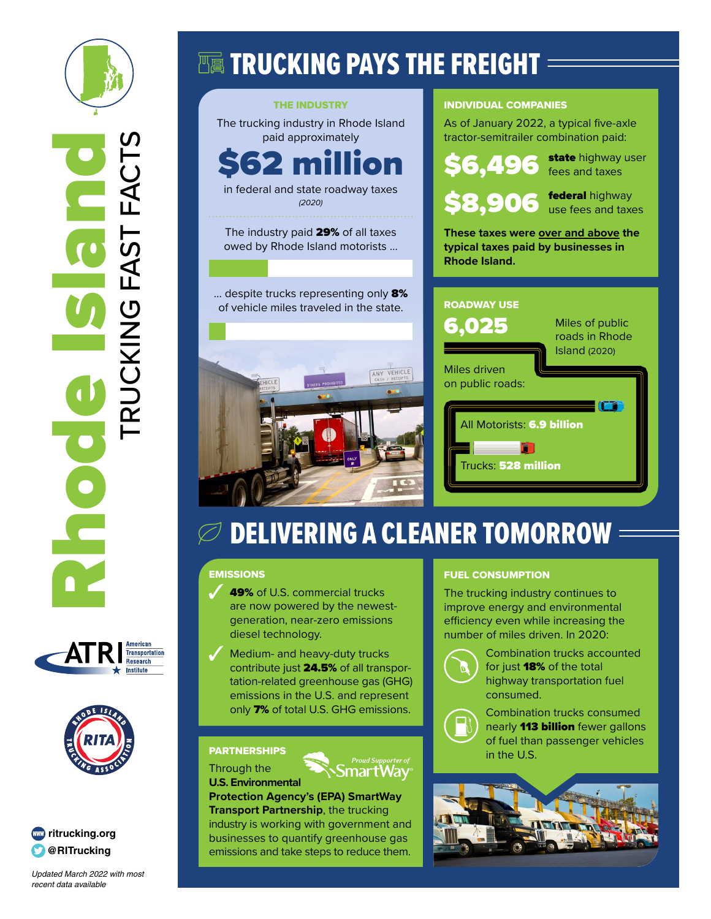# Rhode Island TRUCKING FAST FACTS

## TRUCKING PAYS THE FREIGHT

### THE INDUSTRY

The trucking industry in Rhode Island paid approximately

**$62 million**

in federal and state roadway taxes *(2020)*

The industry paid **29%** of all taxes owed by Rhode Island motorists ...

... despite trucks representing only **8%** of vehicle miles traveled in the state.

### INDIVIDUAL COMPANIES

As of January 2022, a typical five-axle tractor-semitrailer combination paid:

**$6,496** **state** highway user fees and taxes

**$8,906** **federal** highway use fees and taxes

**These taxes were over and above the typical taxes paid by businesses in Rhode Island.**

### ROADWAY USE

**6,025** Miles of public roads in Rhode Island (2020)

Miles driven on public roads:

All Motorists: **6.9 billion**

Trucks: **528 million**

## DELIVERING A CLEANER TOMORROW

### EMISSIONS

- **49%** of U.S. commercial trucks are now powered by the newest-generation, near-zero emissions diesel technology.
- Medium- and heavy-duty trucks contribute just **24.5%** of all transportation-related greenhouse gas (GHG) emissions in the U.S. and represent only **7%** of total U.S. GHG emissions.

### FUEL CONSUMPTION

The trucking industry continues to improve energy and environmental efficiency even while increasing the number of miles driven. In 2020:

- Combination trucks accounted for just **18%** of the total highway transportation fuel consumed.
- Combination trucks consumed nearly **113 billion** fewer gallons of fuel than passenger vehicles in the U.S.

### PARTNERSHIPS

Proud Supporter of SmartWay

Through the **U.S. Environmental Protection Agency's (EPA) SmartWay Transport Partnership**, the trucking industry is working with government and businesses to quantify greenhouse gas emissions and take steps to reduce them.

ATRI American Transportation Research Institute

RITA Rhode Island Trucking Association

ritrucking.org

@RITrucking

*Updated March 2022 with most recent data available*